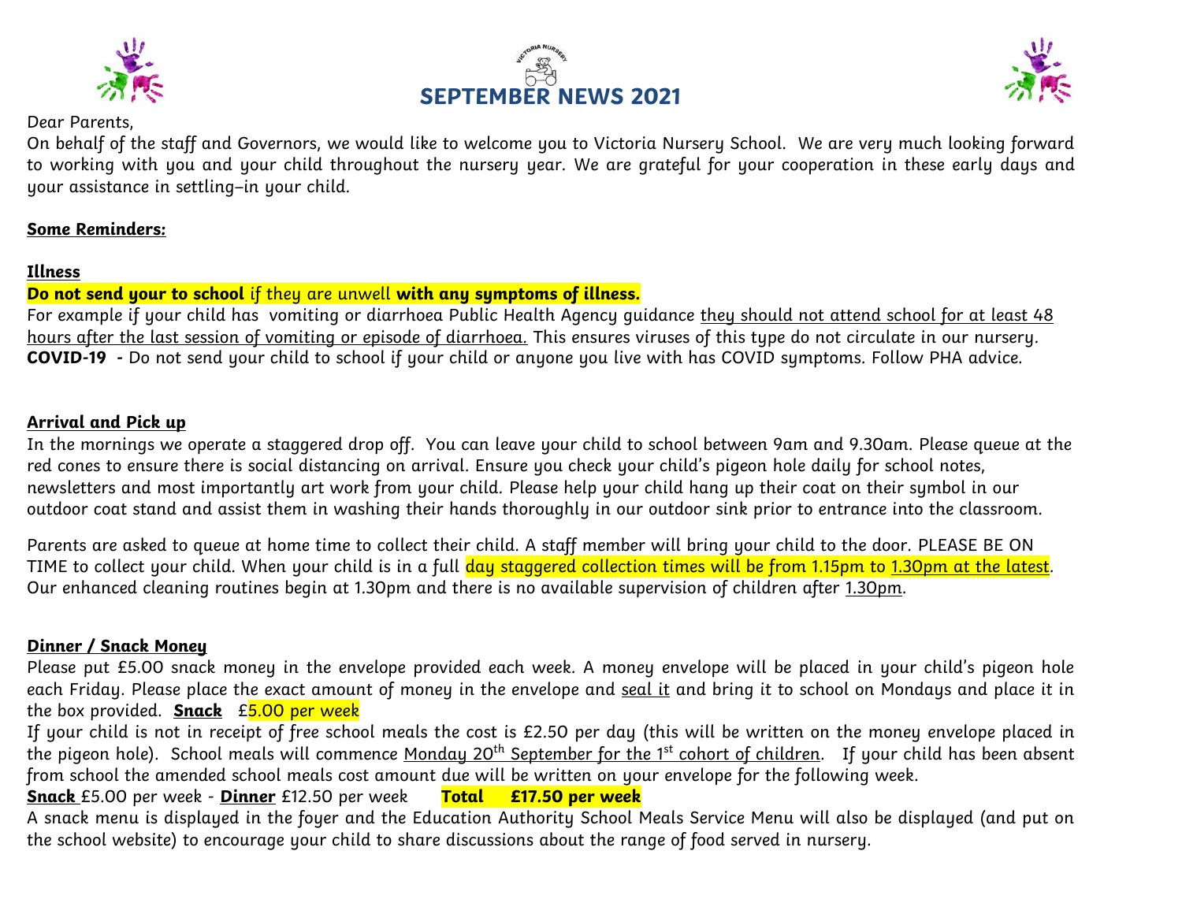# SEPTEMBER NEWS 2021

Dear Parents,

On behalf of the staff and Governors, we would like to welcome you to Victoria Nursery School. We are very much looking forward to working with you and your child throughout the nursery year. We are grateful for your cooperation in these early days and your assistance in settling–in your child.

**Some Reminders:**

**Illness**

**Do not send your to school** if they are unwell **with any symptoms of illness.**

For example if your child has vomiting or diarrhoea Public Health Agency guidance they should not attend school for at least 48 hours after the last session of vomiting or episode of diarrhoea. This ensures viruses of this type do not circulate in our nursery.

**COVID-19** - Do not send your child to school if your child or anyone you live with has COVID symptoms. Follow PHA advice.

**Arrival and Pick up**

In the mornings we operate a staggered drop off. You can leave your child to school between 9am and 9.30am. Please queue at the red cones to ensure there is social distancing on arrival. Ensure you check your child's pigeon hole daily for school notes, newsletters and most importantly art work from your child. Please help your child hang up their coat on their symbol in our outdoor coat stand and assist them in washing their hands thoroughly in our outdoor sink prior to entrance into the classroom.

Parents are asked to queue at home time to collect their child. A staff member will bring your child to the door. PLEASE BE ON TIME to collect your child. When your child is in a full day staggered collection times will be from 1.15pm to 1.30pm at the latest. Our enhanced cleaning routines begin at 1.30pm and there is no available supervision of children after 1.30pm.

**Dinner / Snack Money**

Please put £5.00 snack money in the envelope provided each week. A money envelope will be placed in your child's pigeon hole each Friday. Please place the exact amount of money in the envelope and seal it and bring it to school on Mondays and place it in the box provided. **Snack** £5.00 per week

If your child is not in receipt of free school meals the cost is £2.50 per day (this will be written on the money envelope placed in the pigeon hole). School meals will commence Monday 20th September for the 1st cohort of children. If your child has been absent from school the amended school meals cost amount due will be written on your envelope for the following week.

**Snack** £5.00 per week - **Dinner** £12.50 per week **Total £17.50 per week**

A snack menu is displayed in the foyer and the Education Authority School Meals Service Menu will also be displayed (and put on the school website) to encourage your child to share discussions about the range of food served in nursery.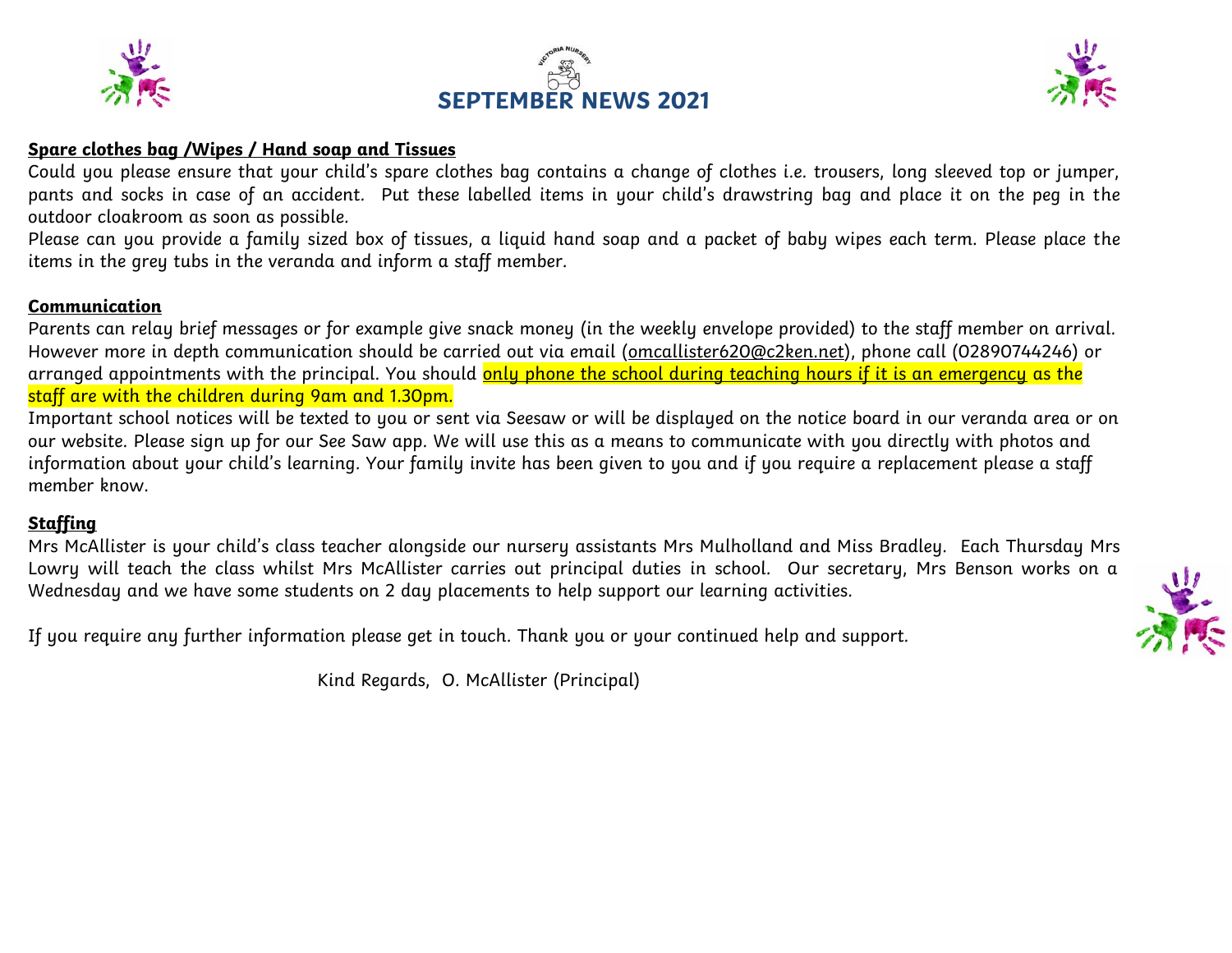# SEPTEMBER NEWS 2021

**Spare clothes bag /Wipes / Hand soap and Tissues**

Could you please ensure that your child's spare clothes bag contains a change of clothes i.e. trousers, long sleeved top or jumper, pants and socks in case of an accident. Put these labelled items in your child's drawstring bag and place it on the peg in the outdoor cloakroom as soon as possible.

Please can you provide a family sized box of tissues, a liquid hand soap and a packet of baby wipes each term. Please place the items in the grey tubs in the veranda and inform a staff member.

**Communication**

Parents can relay brief messages or for example give snack money (in the weekly envelope provided) to the staff member on arrival. However more in depth communication should be carried out via email (omcallister620@c2ken.net), phone call (02890744246) or arranged appointments with the principal. You should only phone the school during teaching hours if it is an emergency as the staff are with the children during 9am and 1.30pm.

Important school notices will be texted to you or sent via Seesaw or will be displayed on the notice board in our veranda area or on our website. Please sign up for our See Saw app. We will use this as a means to communicate with you directly with photos and information about your child's learning. Your family invite has been given to you and if you require a replacement please a staff member know.

**Staffing**

Mrs McAllister is your child's class teacher alongside our nursery assistants Mrs Mulholland and Miss Bradley. Each Thursday Mrs Lowry will teach the class whilst Mrs McAllister carries out principal duties in school. Our secretary, Mrs Benson works on a Wednesday and we have some students on 2 day placements to help support our learning activities.

If you require any further information please get in touch. Thank you or your continued help and support.

Kind Regards, O. McAllister (Principal)